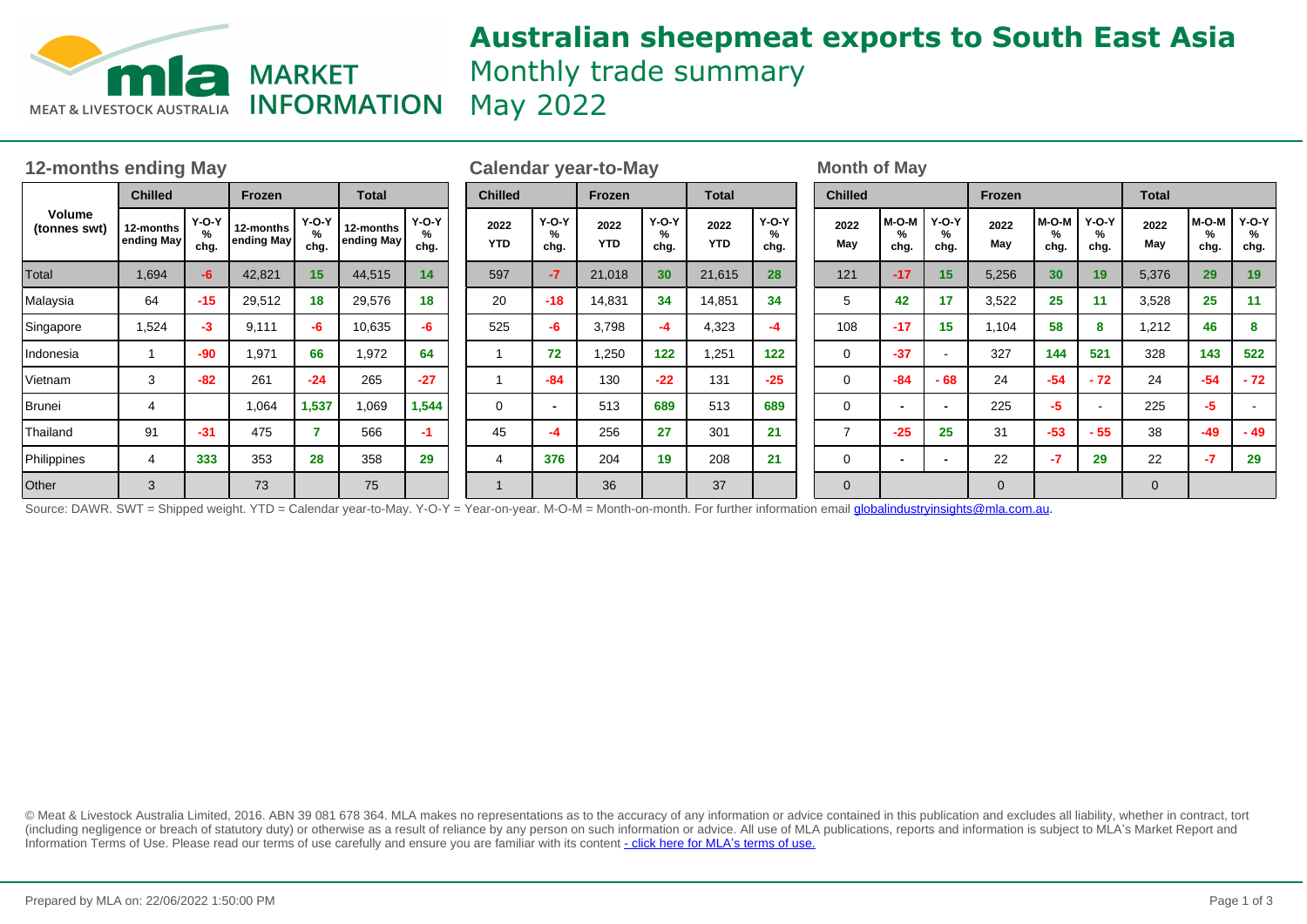# Australian sheepmeat exports to South East Asia

Monthly trade summary

May 2022

## 12-months ending May

| Volume (tonnes swt) | Chilled | | Frozen | | Total | |
|---|---|---|---|---|---|---|
| | 12-months ending May | Y-O-Y % chg. | 12-months ending May | Y-O-Y % chg. | 12-months ending May | Y-O-Y % chg. |
| Total | 1,694 | -6 | 42,821 | 15 | 44,515 | 14 |
| Malaysia | 64 | -15 | 29,512 | 18 | 29,576 | 18 |
| Singapore | 1,524 | -3 | 9,111 | -6 | 10,635 | -6 |
| Indonesia | 1 | -90 | 1,971 | 66 | 1,972 | 64 |
| Vietnam | 3 | -82 | 261 | -24 | 265 | -27 |
| Brunei | 4 | | 1,064 | 1,537 | 1,069 | 1,544 |
| Thailand | 91 | -31 | 475 | 7 | 566 | -1 |
| Philippines | 4 | 333 | 353 | 28 | 358 | 29 |
| Other | 3 | | 73 | | 75 | |

## Calendar year-to-May

| Volume (tonnes swt) | Chilled | | Frozen | | Total | |
|---|---|---|---|---|---|---|
| | 2022 YTD | Y-O-Y % chg. | 2022 YTD | Y-O-Y % chg. | 2022 YTD | Y-O-Y % chg. |
| Total | 597 | -7 | 21,018 | 30 | 21,615 | 28 |
| Malaysia | 20 | -18 | 14,831 | 34 | 14,851 | 34 |
| Singapore | 525 | -6 | 3,798 | -4 | 4,323 | -4 |
| Indonesia | 1 | 72 | 1,250 | 122 | 1,251 | 122 |
| Vietnam | 1 | -84 | 130 | -22 | 131 | -25 |
| Brunei | 0 | - | 513 | 689 | 513 | 689 |
| Thailand | 45 | -4 | 256 | 27 | 301 | 21 |
| Philippines | 4 | 376 | 204 | 19 | 208 | 21 |
| Other | 1 | | 36 | | 37 | |

## Month of May

| Volume (tonnes swt) | Chilled | | | Frozen | | | Total | | |
|---|---|---|---|---|---|---|---|---|---|
| | 2022 May | M-O-M % chg. | Y-O-Y % chg. | 2022 May | M-O-M % chg. | Y-O-Y % chg. | 2022 May | M-O-M % chg. | Y-O-Y % chg. |
| Total | 121 | -17 | 15 | 5,256 | 30 | 19 | 5,376 | 29 | 19 |
| Malaysia | 5 | 42 | 17 | 3,522 | 25 | 11 | 3,528 | 25 | 11 |
| Singapore | 108 | -17 | 15 | 1,104 | 58 | 8 | 1,212 | 46 | 8 |
| Indonesia | 0 | -37 | - | 327 | 144 | 521 | 328 | 143 | 522 |
| Vietnam | 0 | -84 | - 68 | 24 | -54 | - 72 | 24 | -54 | - 72 |
| Brunei | 0 | - | - | 225 | -5 | - | 225 | -5 | - |
| Thailand | 7 | -25 | 25 | 31 | -53 | - 55 | 38 | -49 | - 49 |
| Philippines | 0 | - | - | 22 | -7 | 29 | 22 | -7 | 29 |
| Other | 0 | | | 0 | | | 0 | | |

Source: DAWR. SWT = Shipped weight. YTD = Calendar year-to-May. Y-O-Y = Year-on-year. M-O-M = Month-on-month. For further information email globalindustryinsights@mla.com.au.

© Meat & Livestock Australia Limited, 2016. ABN 39 081 678 364. MLA makes no representations as to the accuracy of any information or advice contained in this publication and excludes all liability, whether in contract, tort (including negligence or breach of statutory duty) or otherwise as a result of reliance by any person on such information or advice. All use of MLA publications, reports and information is subject to MLA's Market Report and Information Terms of Use. Please read our terms of use carefully and ensure you are familiar with its content - click here for MLA's terms of use.

Prepared by MLA on: 22/06/2022 1:50:00 PM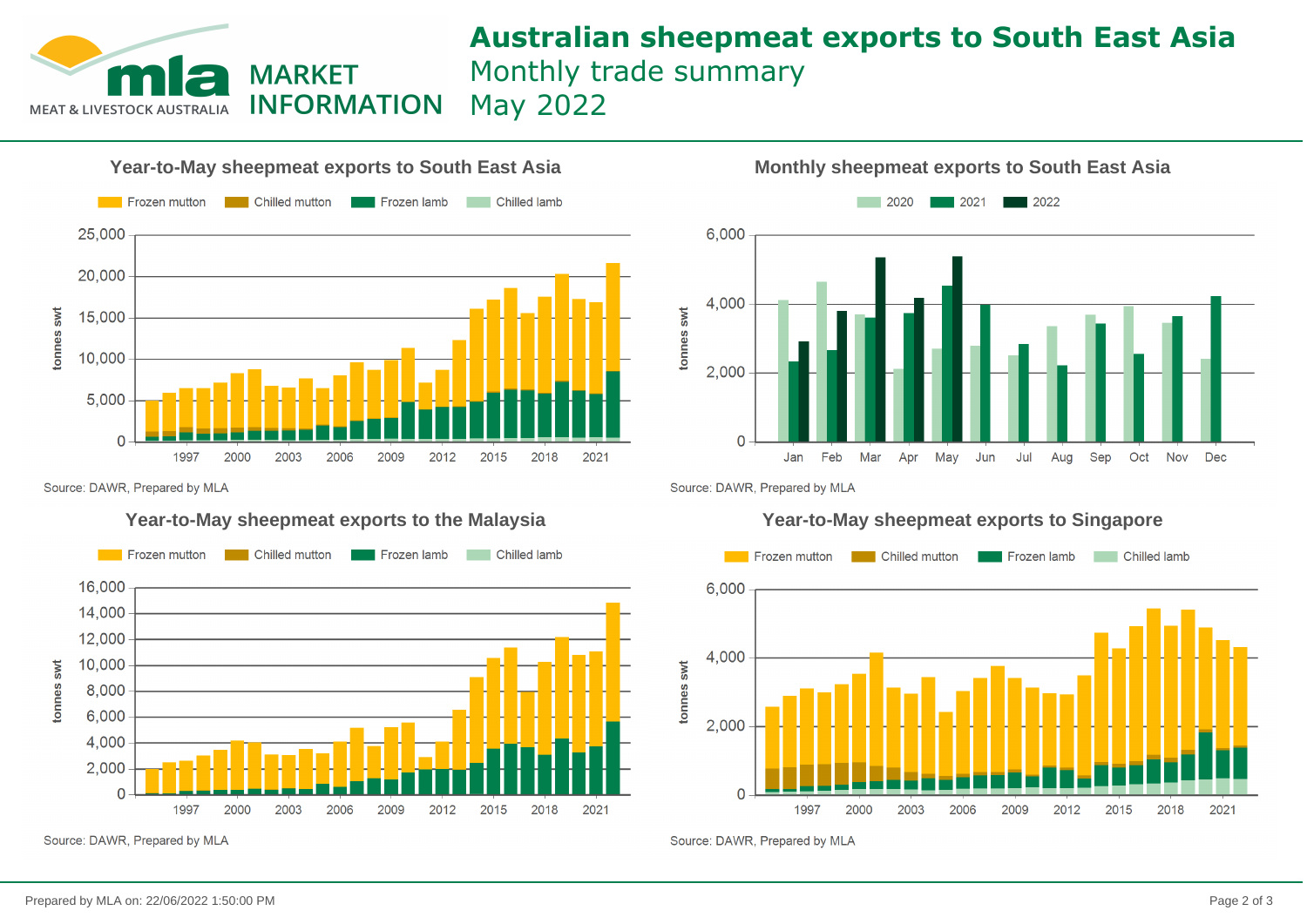# Australian sheepmeat exports to South East Asia

Monthly trade summary

May 2022

## Year-to-May sheepmeat exports to South East Asia

Frozen mutton | Chilled mutton | Frozen lamb | Chilled lamb

tonnes swt

25,000
20,000
15,000
10,000
5,000
0

1997 2000 2003 2006 2009 2012 2015 2018 2021

Source: DAWR, Prepared by MLA

## Monthly sheepmeat exports to South East Asia

2020 | 2021 | 2022

tonnes swt

6,000
4,000
2,000
0

Jan Feb Mar Apr May Jun Jul Aug Sep Oct Nov Dec

Source: DAWR, Prepared by MLA

## Year-to-May sheepmeat exports to the Malaysia

Frozen mutton | Chilled mutton | Frozen lamb | Chilled lamb

tonnes swt

16,000
14,000
12,000
10,000
8,000
6,000
4,000
2,000
0

1997 2000 2003 2006 2009 2012 2015 2018 2021

Source: DAWR, Prepared by MLA

## Year-to-May sheepmeat exports to Singapore

Frozen mutton | Chilled mutton | Frozen lamb | Chilled lamb

tonnes swt

6,000
4,000
2,000
0

1997 2000 2003 2006 2009 2012 2015 2018 2021

Source: DAWR, Prepared by MLA

Prepared by MLA on: 22/06/2022 1:50:00 PM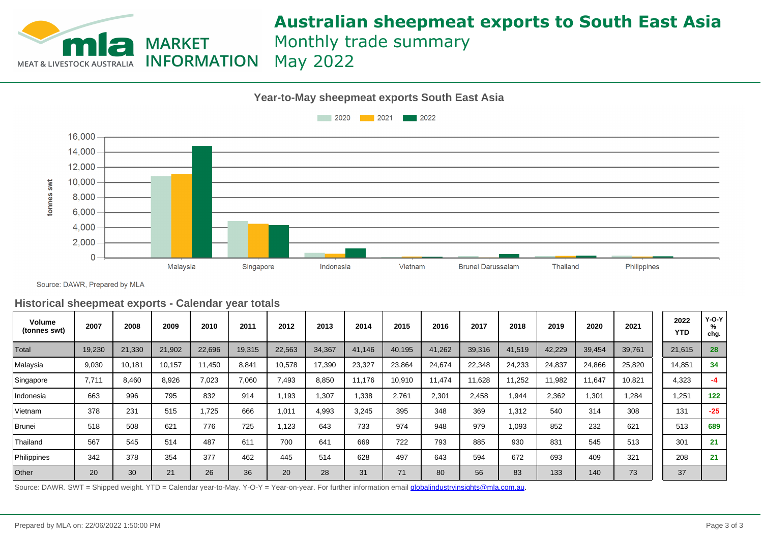# Australian sheepmeat exports to South East Asia

Monthly trade summary

May 2022

MLA MARKET INFORMATION

MEAT & LIVESTOCK AUSTRALIA

## Year-to-May sheepmeat exports South East Asia

2020 2021 2022

tonnes swt

16,000
14,000
12,000
10,000
8,000
6,000
4,000
2,000
0

Malaysia
Singapore
Indonesia
Vietnam
Brunei Darussalam
Thailand
Philippines

Source: DAWR, Prepared by MLA

## Historical sheepmeat exports - Calendar year totals

| Volume (tonnes swt) | 2007 | 2008 | 2009 | 2010 | 2011 | 2012 | 2013 | 2014 | 2015 | 2016 | 2017 | 2018 | 2019 | 2020 | 2021 | 2022 YTD | Y-O-Y % chg. |
|---|---|---|---|---|---|---|---|---|---|---|---|---|---|---|---|---|---|
| Total | 19,230 | 21,330 | 21,902 | 22,696 | 19,315 | 22,563 | 34,367 | 41,146 | 40,195 | 41,262 | 39,316 | 41,519 | 42,229 | 39,454 | 39,761 | 21,615 | 28 |
| Malaysia | 9,030 | 10,181 | 10,157 | 11,450 | 8,841 | 10,578 | 17,390 | 23,327 | 23,864 | 24,674 | 22,348 | 24,233 | 24,837 | 24,866 | 25,820 | 14,851 | 34 |
| Singapore | 7,711 | 8,460 | 8,926 | 7,023 | 7,060 | 7,493 | 8,850 | 11,176 | 10,910 | 11,474 | 11,628 | 11,252 | 11,982 | 11,647 | 10,821 | 4,323 | -4 |
| Indonesia | 663 | 996 | 795 | 832 | 914 | 1,193 | 1,307 | 1,338 | 2,761 | 2,301 | 2,458 | 1,944 | 2,362 | 1,301 | 1,284 | 1,251 | 122 |
| Vietnam | 378 | 231 | 515 | 1,725 | 666 | 1,011 | 4,993 | 3,245 | 395 | 348 | 369 | 1,312 | 540 | 314 | 308 | 131 | -25 |
| Brunei | 518 | 508 | 621 | 776 | 725 | 1,123 | 643 | 733 | 974 | 948 | 979 | 1,093 | 852 | 232 | 621 | 513 | 689 |
| Thailand | 567 | 545 | 514 | 487 | 611 | 700 | 641 | 669 | 722 | 793 | 885 | 930 | 831 | 545 | 513 | 301 | 21 |
| Philippines | 342 | 378 | 354 | 377 | 462 | 445 | 514 | 628 | 497 | 643 | 594 | 672 | 693 | 409 | 321 | 208 | 21 |
| Other | 20 | 30 | 21 | 26 | 36 | 20 | 28 | 31 | 71 | 80 | 56 | 83 | 133 | 140 | 73 | 37 | |

Source: DAWR. SWT = Shipped weight. YTD = Calendar year-to-May. Y-O-Y = Year-on-year. For further information email globalindustryinsights@mla.com.au.

Prepared by MLA on: 22/06/2022 1:50:00 PM